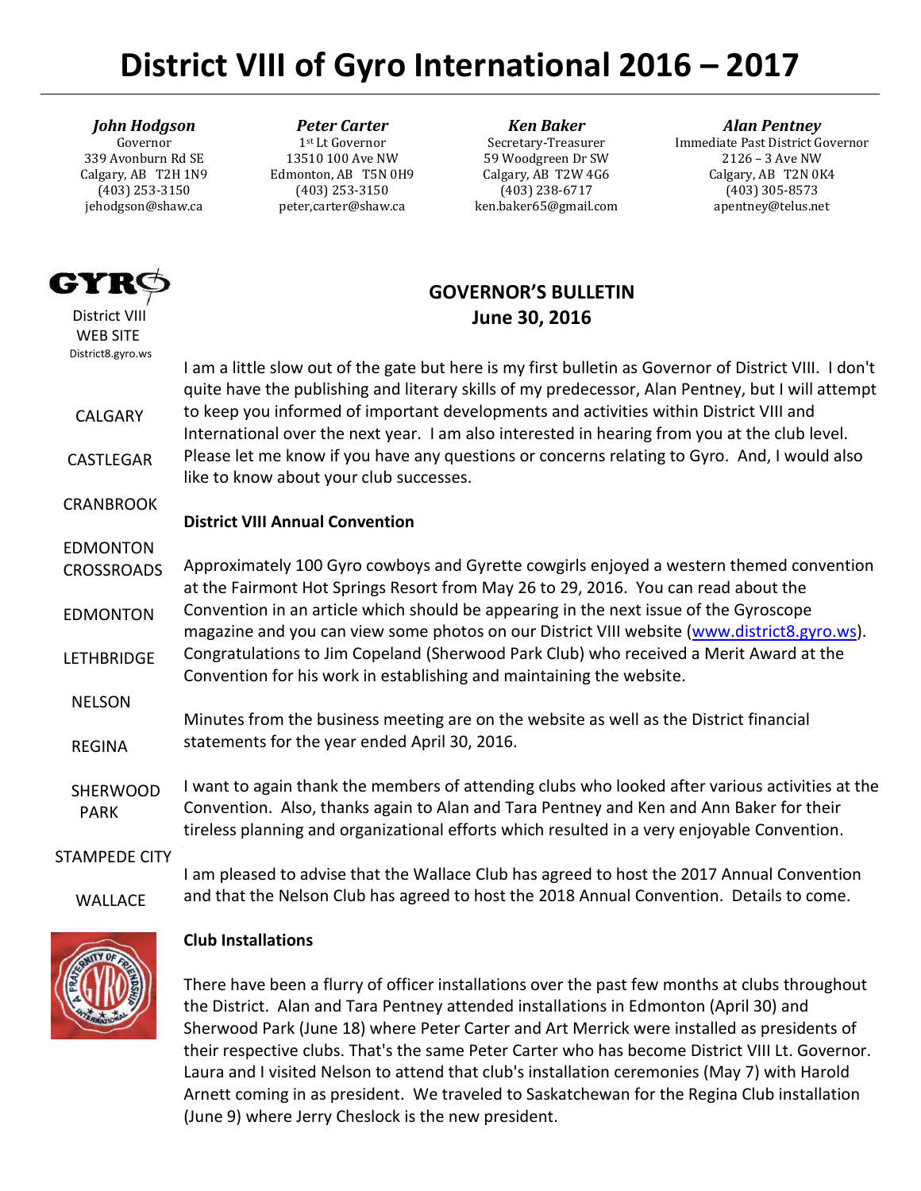# District VIII of Gyro International 2016 – 2017

| ***John Hodgson*** | ***Peter Carter*** | ***Ken Baker*** | ***Alan Pentney*** |
|---|---|---|---|
| Governor | 1st Lt Governor | Secretary-Treasurer | Immediate Past District Governor |
| 339 Avonburn Rd SE | 13510 100 Ave NW | 59 Woodgreen Dr SW | 2126 – 3 Ave NW |
| Calgary, AB T2H 1N9 | Edmonton, AB T5N 0H9 | Calgary, AB T2W 4G6 | Calgary, AB T2N 0K4 |
| (403) 253-3150 | (403) 253-3150 | (403) 238-6717 | (403) 305-8573 |
| jehodgson@shaw.ca | peter,carter@shaw.ca | ken.baker65@gmail.com | apentney@telus.net |

GYRO
District VIII
WEB SITE
District8.gyro.ws

CALGARY
CASTLEGAR
CRANBROOK
EDMONTON CROSSROADS
EDMONTON
LETHBRIDGE
NELSON
REGINA
SHERWOOD PARK
STAMPEDE CITY
WALLACE

## GOVERNOR'S BULLETIN
## June 30, 2016

I am a little slow out of the gate but here is my first bulletin as Governor of District VIII. I don't quite have the publishing and literary skills of my predecessor, Alan Pentney, but I will attempt to keep you informed of important developments and activities within District VIII and International over the next year. I am also interested in hearing from you at the club level. Please let me know if you have any questions or concerns relating to Gyro. And, I would also like to know about your club successes.

**District VIII Annual Convention**

Approximately 100 Gyro cowboys and Gyrette cowgirls enjoyed a western themed convention at the Fairmont Hot Springs Resort from May 26 to 29, 2016. You can read about the Convention in an article which should be appearing in the next issue of the Gyroscope magazine and you can view some photos on our District VIII website (www.district8.gyro.ws). Congratulations to Jim Copeland (Sherwood Park Club) who received a Merit Award at the Convention for his work in establishing and maintaining the website.

Minutes from the business meeting are on the website as well as the District financial statements for the year ended April 30, 2016.

I want to again thank the members of attending clubs who looked after various activities at the Convention. Also, thanks again to Alan and Tara Pentney and Ken and Ann Baker for their tireless planning and organizational efforts which resulted in a very enjoyable Convention.

I am pleased to advise that the Wallace Club has agreed to host the 2017 Annual Convention and that the Nelson Club has agreed to host the 2018 Annual Convention. Details to come.

**Club Installations**

There have been a flurry of officer installations over the past few months at clubs throughout the District. Alan and Tara Pentney attended installations in Edmonton (April 30) and Sherwood Park (June 18) where Peter Carter and Art Merrick were installed as presidents of their respective clubs. That's the same Peter Carter who has become District VIII Lt. Governor. Laura and I visited Nelson to attend that club's installation ceremonies (May 7) with Harold Arnett coming in as president. We traveled to Saskatchewan for the Regina Club installation (June 9) where Jerry Cheslock is the new president.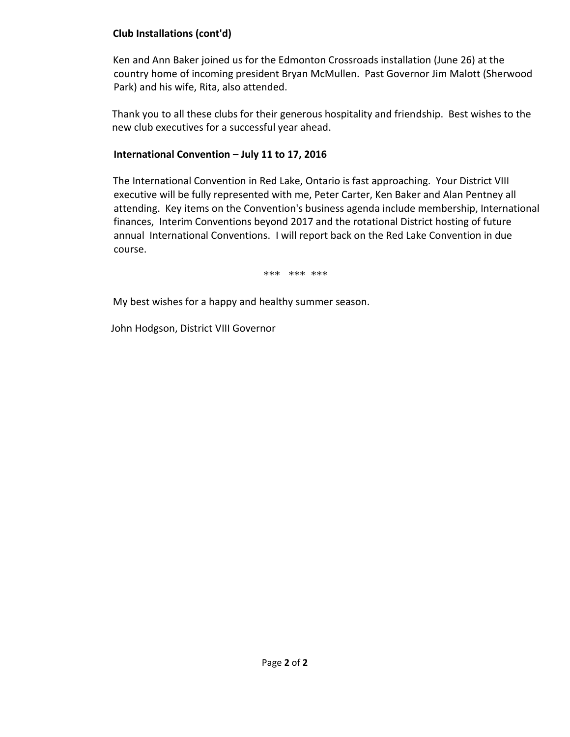**Club Installations (cont'd)**

Ken and Ann Baker joined us for the Edmonton Crossroads installation (June 26) at the country home of incoming president Bryan McMullen. Past Governor Jim Malott (Sherwood Park) and his wife, Rita, also attended.

Thank you to all these clubs for their generous hospitality and friendship. Best wishes to the new club executives for a successful year ahead.

**International Convention – July 11 to 17, 2016**

The International Convention in Red Lake, Ontario is fast approaching. Your District VIII executive will be fully represented with me, Peter Carter, Ken Baker and Alan Pentney all attending. Key items on the Convention's business agenda include membership, International finances, Interim Conventions beyond 2017 and the rotational District hosting of future annual International Conventions. I will report back on the Red Lake Convention in due course.

*** *** ***

My best wishes for a happy and healthy summer season.

John Hodgson, District VIII Governor